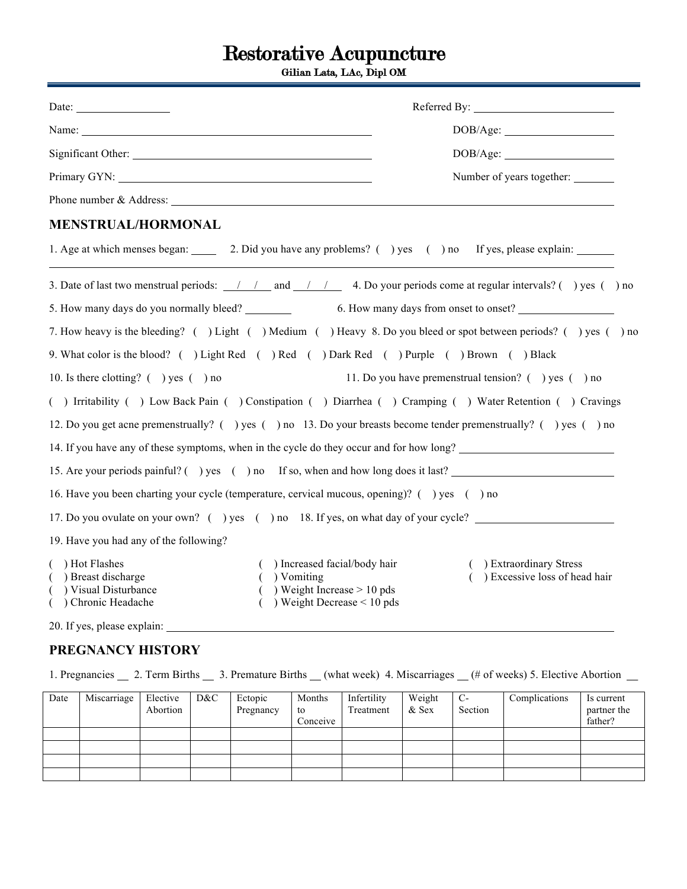# Restorative Acupuncture

**Gilian Lata, LAc, Dipl OM**

Date: ________________ Referred By: ________________________

Name: ______________________________________________ DOB/Age: ____________________

Significant Other: ______________________________________ DOB/Age: ____________________

Primary GYN: __________________________________________ Number of years together: _______

Phone number & Address: ______________________________________________________________

## MENSTRUAL/HORMONAL

1. Age at which menses began: _____ 2. Did you have any problems? ( ) yes ( ) no If yes, please explain: _______

______________________________________________________________________________

3. Date of last two menstrual periods: __/__/__ and __/__/__ 4. Do your periods come at regular intervals? ( ) yes ( ) no

5. How many days do you normally bleed? ________ 6. How many days from onset to onset? _______________

7. How heavy is the bleeding? ( ) Light ( ) Medium ( ) Heavy 8. Do you bleed or spot between periods? ( ) yes ( ) no

9. What color is the blood? ( ) Light Red ( ) Red ( ) Dark Red ( ) Purple ( ) Brown ( ) Black

10. Is there clotting? ( ) yes ( ) no 11. Do you have premenstrual tension? ( ) yes ( ) no

( ) Irritability ( ) Low Back Pain ( ) Constipation ( ) Diarrhea ( ) Cramping ( ) Water Retention ( ) Cravings

12. Do you get acne premenstrually? ( ) yes ( ) no 13. Do your breasts become tender premenstrually? ( ) yes ( ) no

14. If you have any of these symptoms, when in the cycle do they occur and for how long? _________________________

15. Are your periods painful? ( ) yes ( ) no If so, when and how long does it last? _________________________

16. Have you been charting your cycle (temperature, cervical mucous, opening)? ( ) yes ( ) no

17. Do you ovulate on your own? ( ) yes ( ) no 18. If yes, on what day of your cycle? _______________________

19. Have you had any of the following?

( ) Hot Flashes
( ) Breast discharge
( ) Visual Disturbance
( ) Chronic Headache
( ) Increased facial/body hair
( ) Vomiting
( ) Weight Increase > 10 pds
( ) Weight Decrease < 10 pds
( ) Extraordinary Stress
( ) Excessive loss of head hair

20. If yes, please explain: ______________________________________________________________

## PREGNANCY HISTORY

1. Pregnancies __ 2. Term Births __ 3. Premature Births __ (what week) 4. Miscarriages __ (# of weeks) 5. Elective Abortion __

| Date | Miscarriage | Elective Abortion | D&C | Ectopic Pregnancy | Months to Conceive | Infertility Treatment | Weight & Sex | C-Section | Complications | Is current partner the father? |
|---|---|---|---|---|---|---|---|---|---|---|
| | | | | | | | | | | |
| | | | | | | | | | | |
| | | | | | | | | | | |
| | | | | | | | | | | |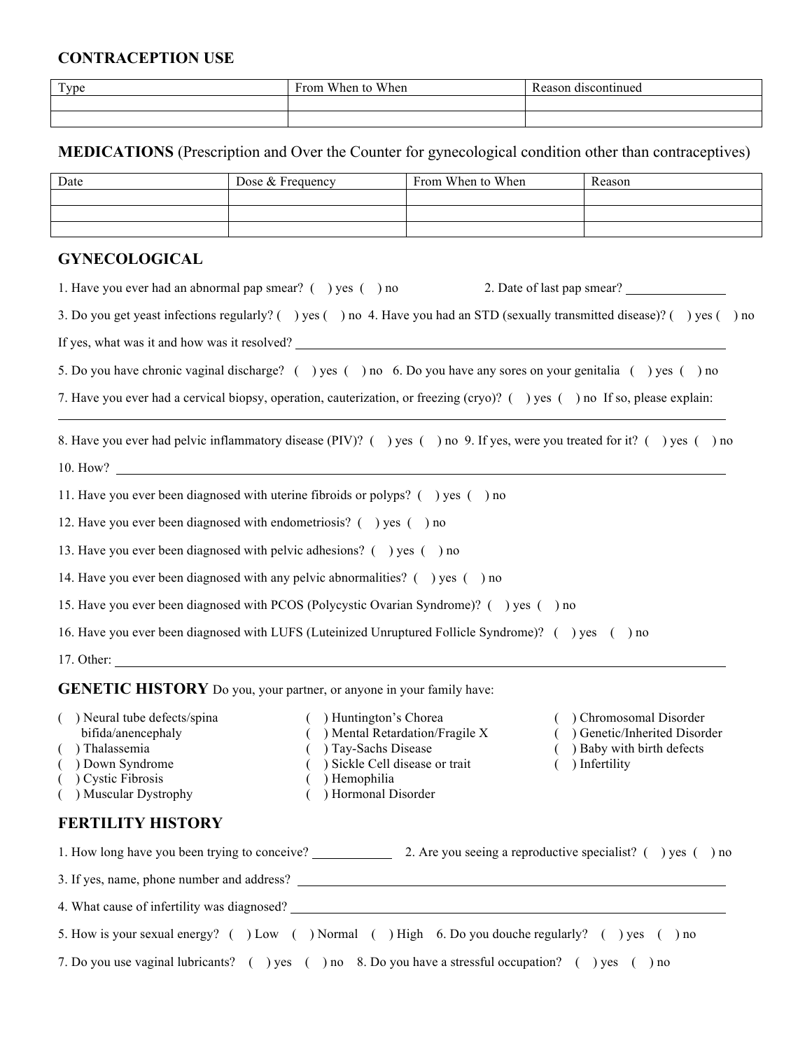## CONTRACEPTION USE

| Type | From When to When | Reason discontinued |
|---|---|---|
| | | |
| | | |

## MEDICATIONS (Prescription and Over the Counter for gynecological condition other than contraceptives)

| Date | Dose & Frequency | From When to When | Reason |
|---|---|---|---|
| | | | |
| | | | |
| | | | |

## GYNECOLOGICAL

1. Have you ever had an abnormal pap smear? ( ) yes ( ) no  2. Date of last pap smear? ______________

3. Do you get yeast infections regularly? ( ) yes ( ) no  4. Have you had an STD (sexually transmitted disease)? ( ) yes ( ) no

If yes, what was it and how was it resolved? ______________________________________________

5. Do you have chronic vaginal discharge? ( ) yes ( ) no  6. Do you have any sores on your genitalia ( ) yes ( ) no

7. Have you ever had a cervical biopsy, operation, cauterization, or freezing (cryo)? ( ) yes ( ) no  If so, please explain:

______________________________________________________________________________

8. Have you ever had pelvic inflammatory disease (PIV)? ( ) yes ( ) no  9. If yes, were you treated for it? ( ) yes ( ) no

10. How? ______________________________________________________________________

11. Have you ever been diagnosed with uterine fibroids or polyps? ( ) yes ( ) no

12. Have you ever been diagnosed with endometriosis? ( ) yes ( ) no

13. Have you ever been diagnosed with pelvic adhesions? ( ) yes ( ) no

14. Have you ever been diagnosed with any pelvic abnormalities? ( ) yes ( ) no

15. Have you ever been diagnosed with PCOS (Polycystic Ovarian Syndrome)? ( ) yes ( ) no

16. Have you ever been diagnosed with LUFS (Luteinized Unruptured Follicle Syndrome)? ( ) yes ( ) no

17. Other: ______________________________________________________________________

## GENETIC HISTORY Do you, your partner, or anyone in your family have:

( ) Neural tube defects/spina bifida/anencephaly
( ) Thalassemia
( ) Down Syndrome
( ) Cystic Fibrosis
( ) Muscular Dystrophy
( ) Huntington's Chorea
( ) Mental Retardation/Fragile X
( ) Tay-Sachs Disease
( ) Sickle Cell disease or trait
( ) Hemophilia
( ) Hormonal Disorder
( ) Chromosomal Disorder
( ) Genetic/Inherited Disorder
( ) Baby with birth defects
( ) Infertility

## FERTILITY HISTORY

1. How long have you been trying to conceive? ____________  2. Are you seeing a reproductive specialist? ( ) yes ( ) no

3. If yes, name, phone number and address? ______________________________________________

4. What cause of infertility was diagnosed? ______________________________________________

5. How is your sexual energy? ( ) Low ( ) Normal ( ) High  6. Do you douche regularly? ( ) yes ( ) no

7. Do you use vaginal lubricants? ( ) yes ( ) no  8. Do you have a stressful occupation? ( ) yes ( ) no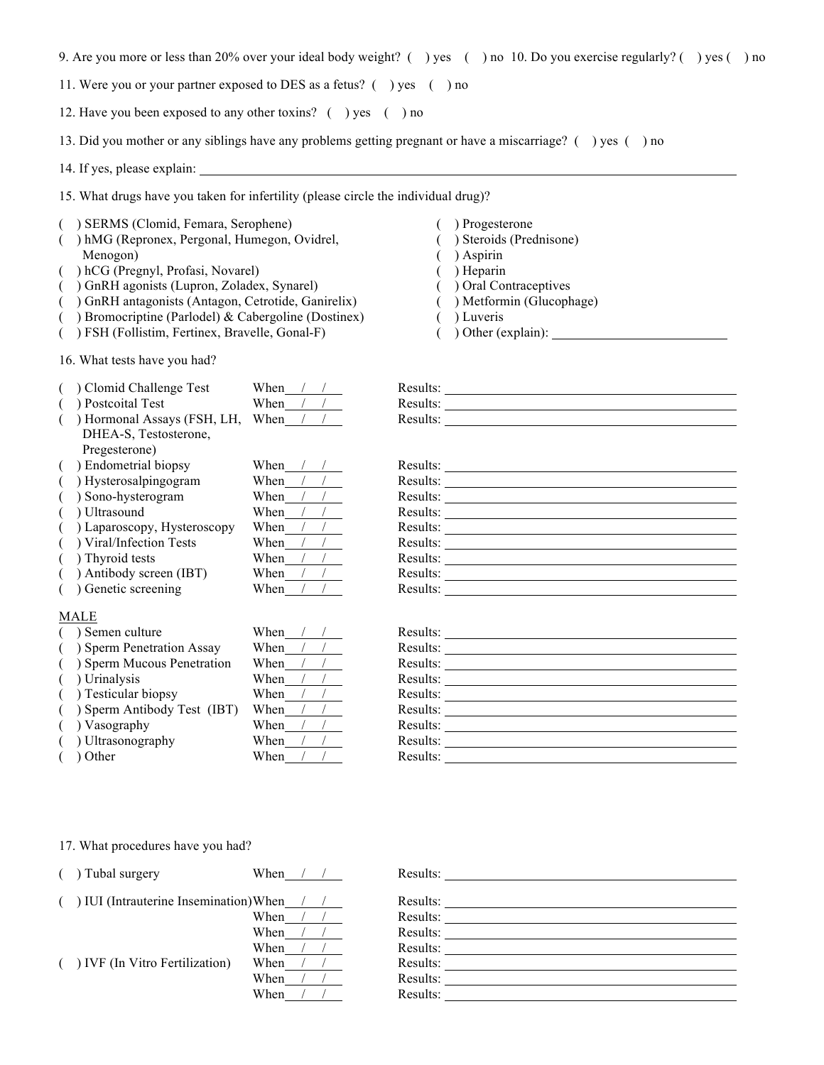9. Are you more or less than 20% over your ideal body weight? (   ) yes   (   ) no  10. Do you exercise regularly? (   ) yes (   ) no

11. Were you or your partner exposed to DES as a fetus? (   ) yes   (   ) no

12. Have you been exposed to any other toxins? (   ) yes   (   ) no

13. Did you mother or any siblings have any problems getting pregnant or have a miscarriage? (   ) yes (   ) no

14. If yes, please explain: ______________________________________________________________

15. What drugs have you taken for infertility (please circle the individual drug)?

- (   ) SERMS (Clomid, Femara, Serophene)
- (   ) hMG (Repronex, Pergonal, Humegon, Ovidrel, Menogon)
- (   ) hCG (Pregnyl, Profasi, Novarel)
- (   ) GnRH agonists (Lupron, Zoladex, Synarel)
- (   ) GnRH antagonists (Antagon, Cetrotide, Ganirelix)
- (   ) Bromocriptine (Parlodel) & Cabergoline (Dostinex)
- (   ) FSH (Follistim, Fertinex, Bravelle, Gonal-F)
- (   ) Progesterone
- (   ) Steroids (Prednisone)
- (   ) Aspirin
- (   ) Heparin
- (   ) Oral Contraceptives
- (   ) Metformin (Glucophage)
- (   ) Luveris
- (   ) Other (explain): ____________________

16. What tests have you had?

| Test | When | Results |
|---|---|---|
| (   ) Clomid Challenge Test | When___/___/___ | Results: ____________ |
| (   ) Postcoital Test | When___/___/___ | Results: ____________ |
| (   ) Hormonal Assays (FSH, LH, DHEA-S, Testosterone, Pregesterone) | When___/___/___ | Results: ____________ |
| (   ) Endometrial biopsy | When___/___/___ | Results: ____________ |
| (   ) Hysterosalpingogram | When___/___/___ | Results: ____________ |
| (   ) Sono-hysterogram | When___/___/___ | Results: ____________ |
| (   ) Ultrasound | When___/___/___ | Results: ____________ |
| (   ) Laparoscopy, Hysteroscopy | When___/___/___ | Results: ____________ |
| (   ) Viral/Infection Tests | When___/___/___ | Results: ____________ |
| (   ) Thyroid tests | When___/___/___ | Results: ____________ |
| (   ) Antibody screen (IBT) | When___/___/___ | Results: ____________ |
| (   ) Genetic screening | When___/___/___ | Results: ____________ |

MALE

| Test | When | Results |
|---|---|---|
| (   ) Semen culture | When___/___/___ | Results: ____________ |
| (   ) Sperm Penetration Assay | When___/___/___ | Results: ____________ |
| (   ) Sperm Mucous Penetration | When___/___/___ | Results: ____________ |
| (   ) Urinalysis | When___/___/___ | Results: ____________ |
| (   ) Testicular biopsy | When___/___/___ | Results: ____________ |
| (   ) Sperm Antibody Test (IBT) | When___/___/___ | Results: ____________ |
| (   ) Vasography | When___/___/___ | Results: ____________ |
| (   ) Ultrasonography | When___/___/___ | Results: ____________ |
| (   ) Other | When___/___/___ | Results: ____________ |

17. What procedures have you had?

| Procedure | When | Results |
|---|---|---|
| (   ) Tubal surgery | When___/___/___ | Results: ____________ |
| (   ) IUI (Intrauterine Insemination) | When___/___/___ | Results: ____________ |
| | When___/___/___ | Results: ____________ |
| | When___/___/___ | Results: ____________ |
| | When___/___/___ | Results: ____________ |
| (   ) IVF (In Vitro Fertilization) | When___/___/___ | Results: ____________ |
| | When___/___/___ | Results: ____________ |
| | When___/___/___ | Results: ____________ |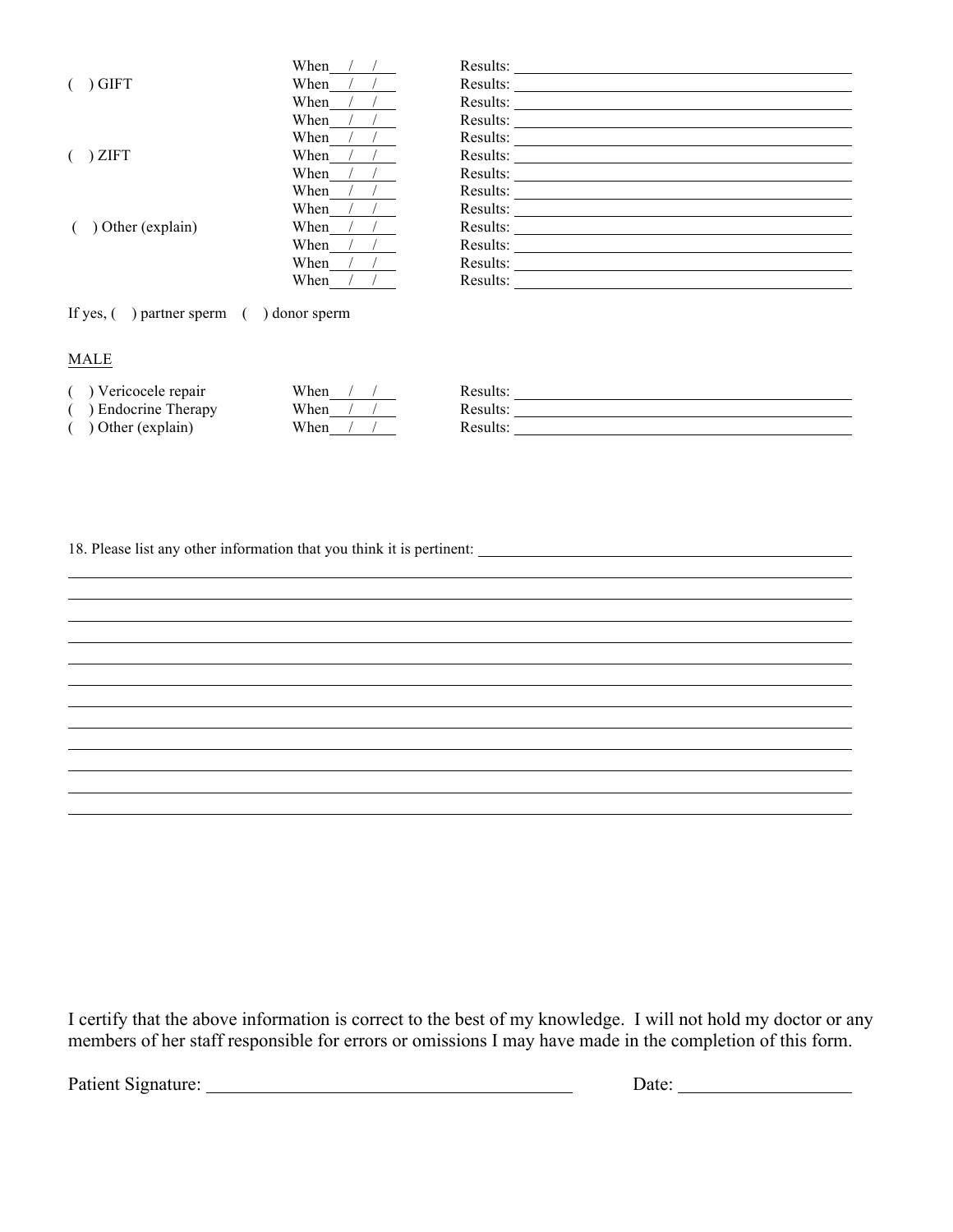| | | |
|---|---|---|
| | When___/___/___ | Results: ____________________ |
| ( ) GIFT | When___/___/___ | Results: ____________________ |
| | When___/___/___ | Results: ____________________ |
| | When___/___/___ | Results: ____________________ |
| | When___/___/___ | Results: ____________________ |
| ( ) ZIFT | When___/___/___ | Results: ____________________ |
| | When___/___/___ | Results: ____________________ |
| | When___/___/___ | Results: ____________________ |
| | When___/___/___ | Results: ____________________ |
| ( ) Other (explain) | When___/___/___ | Results: ____________________ |
| | When___/___/___ | Results: ____________________ |
| | When___/___/___ | Results: ____________________ |
| | When___/___/___ | Results: ____________________ |

If yes, ( ) partner sperm ( ) donor sperm

MALE

| | | |
|---|---|---|
| ( ) Vericocele repair | When___/___/___ | Results: ____________________ |
| ( ) Endocrine Therapy | When___/___/___ | Results: ____________________ |
| ( ) Other (explain) | When___/___/___ | Results: ____________________ |

18. Please list any other information that you think it is pertinent: ____________________

____________________________________________________________

____________________________________________________________

____________________________________________________________

____________________________________________________________

____________________________________________________________

____________________________________________________________

____________________________________________________________

____________________________________________________________

____________________________________________________________

____________________________________________________________

____________________________________________________________

____________________________________________________________

I certify that the above information is correct to the best of my knowledge. I will not hold my doctor or any members of her staff responsible for errors or omissions I may have made in the completion of this form.

Patient Signature: ______________________________ Date: ______________